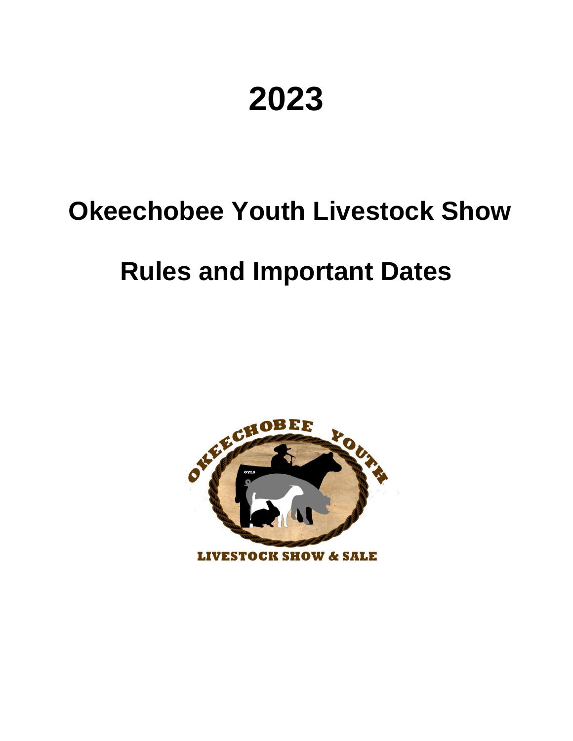# 2023

# Okeechobee Youth Livestock Show

# Rules and Important Dates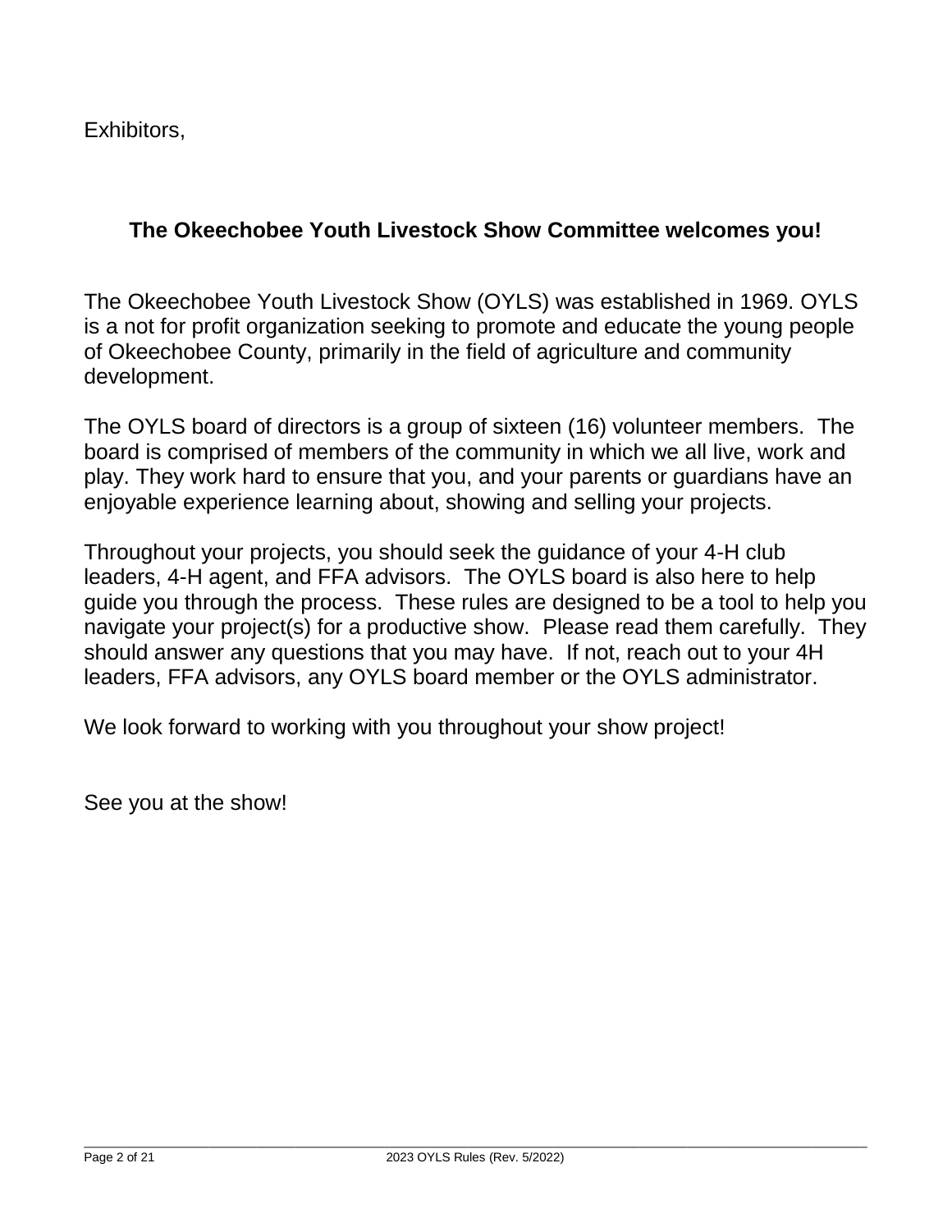Exhibitors,

**The Okeechobee Youth Livestock Show Committee welcomes you!**

The Okeechobee Youth Livestock Show (OYLS) was established in 1969. OYLS is a not for profit organization seeking to promote and educate the young people of Okeechobee County, primarily in the field of agriculture and community development.

The OYLS board of directors is a group of sixteen (16) volunteer members. The board is comprised of members of the community in which we all live, work and play. They work hard to ensure that you, and your parents or guardians have an enjoyable experience learning about, showing and selling your projects.

Throughout your projects, you should seek the guidance of your 4-H club leaders, 4-H agent, and FFA advisors. The OYLS board is also here to help guide you through the process. These rules are designed to be a tool to help you navigate your project(s) for a productive show. Please read them carefully. They should answer any questions that you may have. If not, reach out to your 4H leaders, FFA advisors, any OYLS board member or the OYLS administrator.

We look forward to working with you throughout your show project!

See you at the show!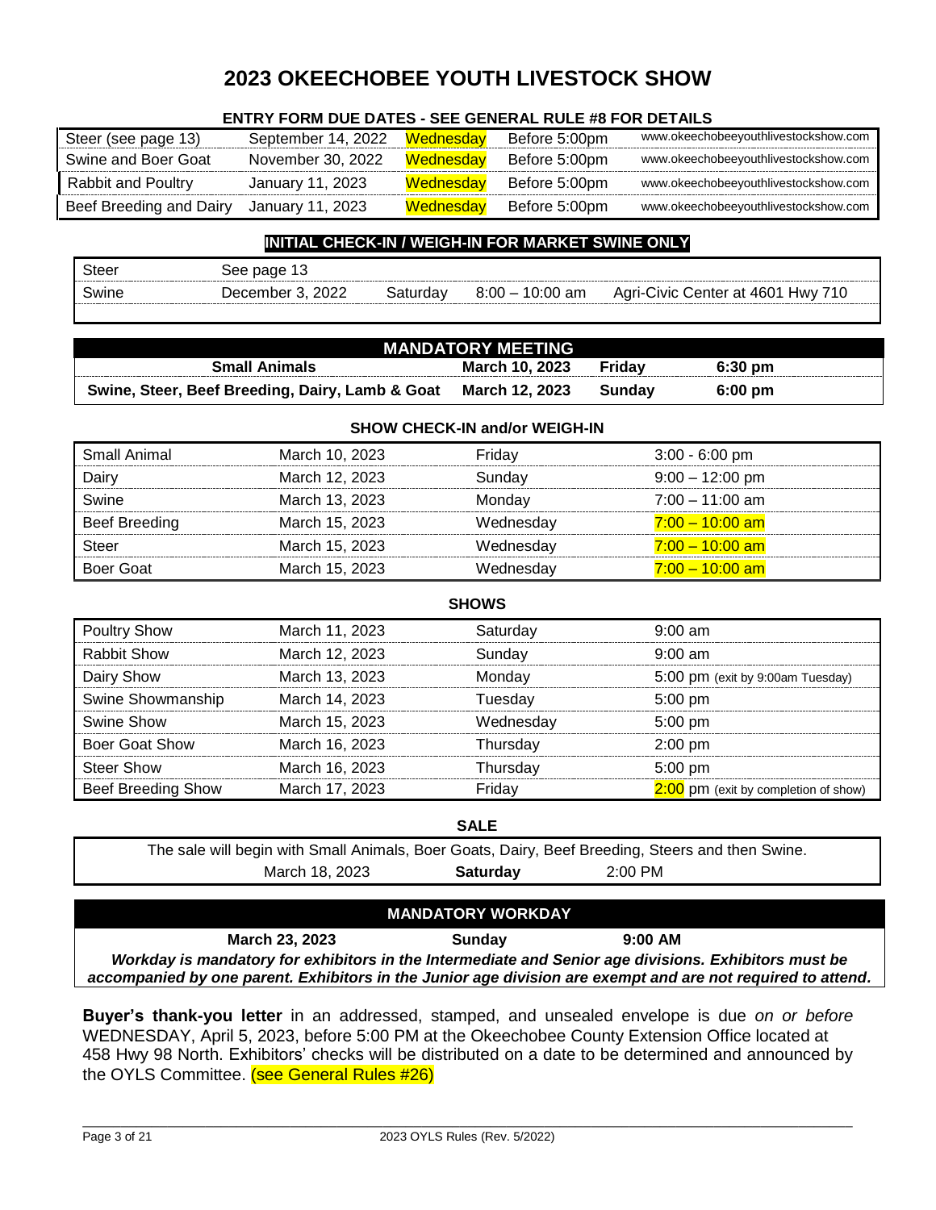# 2023 OKEECHOBEE YOUTH LIVESTOCK SHOW

### ENTRY FORM DUE DATES - SEE GENERAL RULE #8 FOR DETAILS

| | | | | |
|---|---|---|---|---|
| Steer (see page 13) | September 14, 2022 | Wednesday | Before 5:00pm | www.okeechobeeyouthlivestockshow.com |
| Swine and Boer Goat | November 30, 2022 | Wednesday | Before 5:00pm | www.okeechobeeyouthlivestockshow.com |
| Rabbit and Poultry | January 11, 2023 | Wednesday | Before 5:00pm | www.okeechobeeyouthlivestockshow.com |
| Beef Breeding and Dairy | January 11, 2023 | Wednesday | Before 5:00pm | www.okeechobeeyouthlivestockshow.com |

### INITIAL CHECK-IN / WEIGH-IN FOR MARKET SWINE ONLY

| | | | | |
|---|---|---|---|---|
| Steer | See page 13 | | | |
| Swine | December 3, 2022 | Saturday | 8:00 – 10:00 am | Agri-Civic Center at 4601 Hwy 710 |

### MANDATORY MEETING

| | | | |
|---|---|---|---|
| **Small Animals** | **March 10, 2023** | **Friday** | **6:30 pm** |
| **Swine, Steer, Beef Breeding, Dairy, Lamb & Goat** | **March 12, 2023** | **Sunday** | **6:00 pm** |

### SHOW CHECK-IN and/or WEIGH-IN

| | | | |
|---|---|---|---|
| Small Animal | March 10, 2023 | Friday | 3:00 - 6:00 pm |
| Dairy | March 12, 2023 | Sunday | 9:00 – 12:00 pm |
| Swine | March 13, 2023 | Monday | 7:00 – 11:00 am |
| Beef Breeding | March 15, 2023 | Wednesday | 7:00 – 10:00 am |
| Steer | March 15, 2023 | Wednesday | 7:00 – 10:00 am |
| Boer Goat | March 15, 2023 | Wednesday | 7:00 – 10:00 am |

### SHOWS

| | | | |
|---|---|---|---|
| Poultry Show | March 11, 2023 | Saturday | 9:00 am |
| Rabbit Show | March 12, 2023 | Sunday | 9:00 am |
| Dairy Show | March 13, 2023 | Monday | 5:00 pm (exit by 9:00am Tuesday) |
| Swine Showmanship | March 14, 2023 | Tuesday | 5:00 pm |
| Swine Show | March 15, 2023 | Wednesday | 5:00 pm |
| Boer Goat Show | March 16, 2023 | Thursday | 2:00 pm |
| Steer Show | March 16, 2023 | Thursday | 5:00 pm |
| Beef Breeding Show | March 17, 2023 | Friday | 2:00 pm (exit by completion of show) |

### SALE

The sale will begin with Small Animals, Boer Goats, Dairy, Beef Breeding, Steers and then Swine.

March 18, 2023 **Saturday** 2:00 PM

### MANDATORY WORKDAY

**March 23, 2023** **Sunday** **9:00 AM**

***Workday is mandatory for exhibitors in the Intermediate and Senior age divisions. Exhibitors must be accompanied by one parent. Exhibitors in the Junior age division are exempt and are not required to attend.***

**Buyer's thank-you letter** in an addressed, stamped, and unsealed envelope is due *on or before* WEDNESDAY, April 5, 2023, before 5:00 PM at the Okeechobee County Extension Office located at 458 Hwy 98 North. Exhibitors' checks will be distributed on a date to be determined and announced by the OYLS Committee. (see General Rules #26)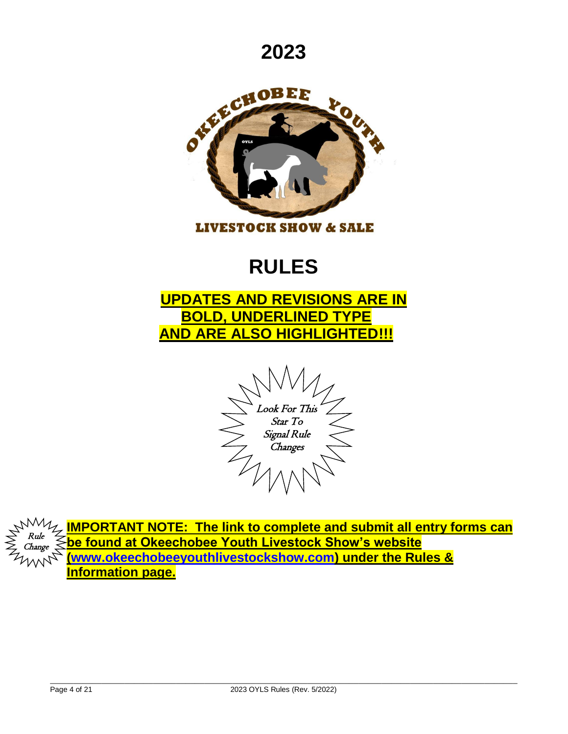# 2023

OKEECHOBEE YOUTH

LIVESTOCK SHOW & SALE

# RULES

**UPDATES AND REVISIONS ARE IN BOLD, UNDERLINED TYPE AND ARE ALSO HIGHLIGHTED!!!**

*Look For This Star To Signal Rule Changes*

*Rule Change*

**IMPORTANT NOTE: The link to complete and submit all entry forms can be found at Okeechobee Youth Livestock Show's website (www.okeechobeeyouthlivestockshow.com) under the Rules & Information page.**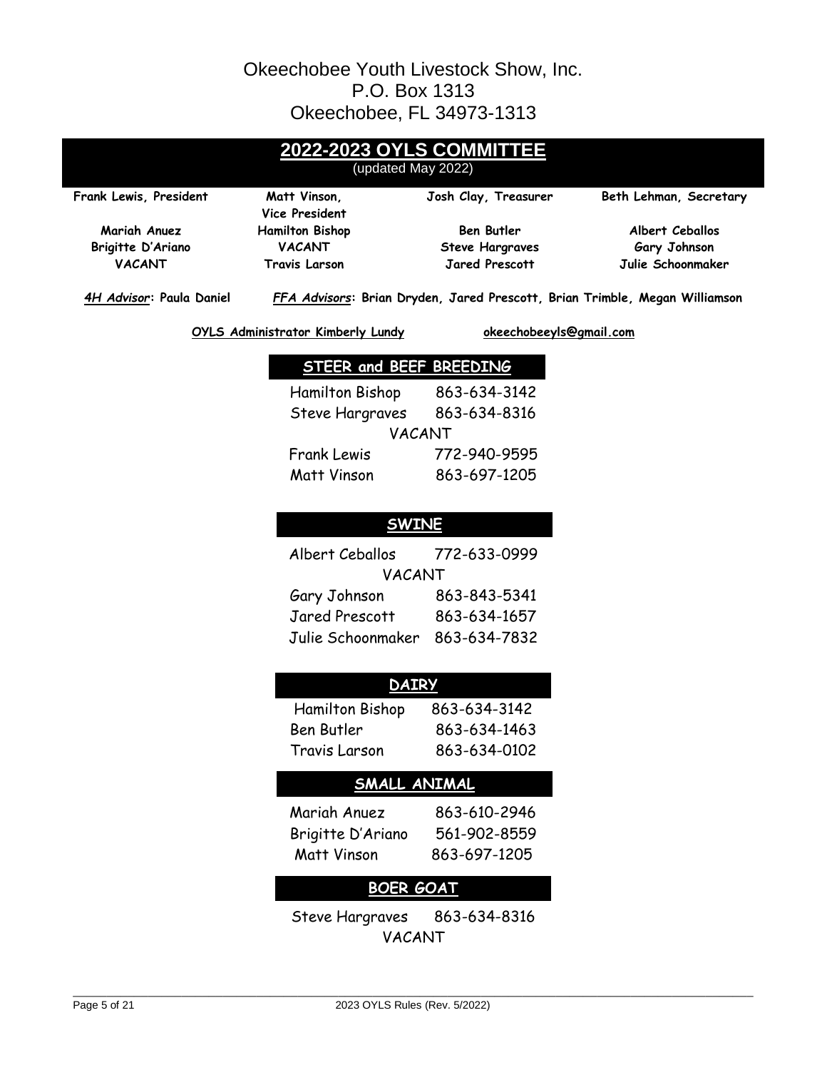Okeechobee Youth Livestock Show, Inc.
P.O. Box 1313
Okeechobee, FL 34973-1313

## 2022-2023 OYLS COMMITTEE

(updated May 2022)

| | | | |
|---|---|---|---|
| **Frank Lewis, President** | **Matt Vinson, Vice President** | **Josh Clay, Treasurer** | **Beth Lehman, Secretary** |
| **Mariah Anuez** | **Hamilton Bishop** | **Ben Butler** | **Albert Ceballos** |
| **Brigitte D'Ariano** | **VACANT** | **Steve Hargraves** | **Gary Johnson** |
| **VACANT** | **Travis Larson** | **Jared Prescott** | **Julie Schoonmaker** |

***4H Advisor*: Paula Daniel** ***FFA Advisors*: Brian Dryden, Jared Prescott, Brian Trimble, Megan Williamson**

**OYLS Administrator Kimberly Lundy** **okeechobeeyls@gmail.com**

### STEER and BEEF BREEDING

| | |
|---|---|
| Hamilton Bishop | 863-634-3142 |
| Steve Hargraves | 863-634-8316 |
| VACANT | |
| Frank Lewis | 772-940-9595 |
| Matt Vinson | 863-697-1205 |

### SWINE

| | |
|---|---|
| Albert Ceballos | 772-633-0999 |
| VACANT | |
| Gary Johnson | 863-843-5341 |
| Jared Prescott | 863-634-1657 |
| Julie Schoonmaker | 863-634-7832 |

### DAIRY

| | |
|---|---|
| Hamilton Bishop | 863-634-3142 |
| Ben Butler | 863-634-1463 |
| Travis Larson | 863-634-0102 |

### SMALL ANIMAL

| | |
|---|---|
| Mariah Anuez | 863-610-2946 |
| Brigitte D'Ariano | 561-902-8559 |
| Matt Vinson | 863-697-1205 |

### BOER GOAT

| | |
|---|---|
| Steve Hargraves | 863-634-8316 |
| VACANT | |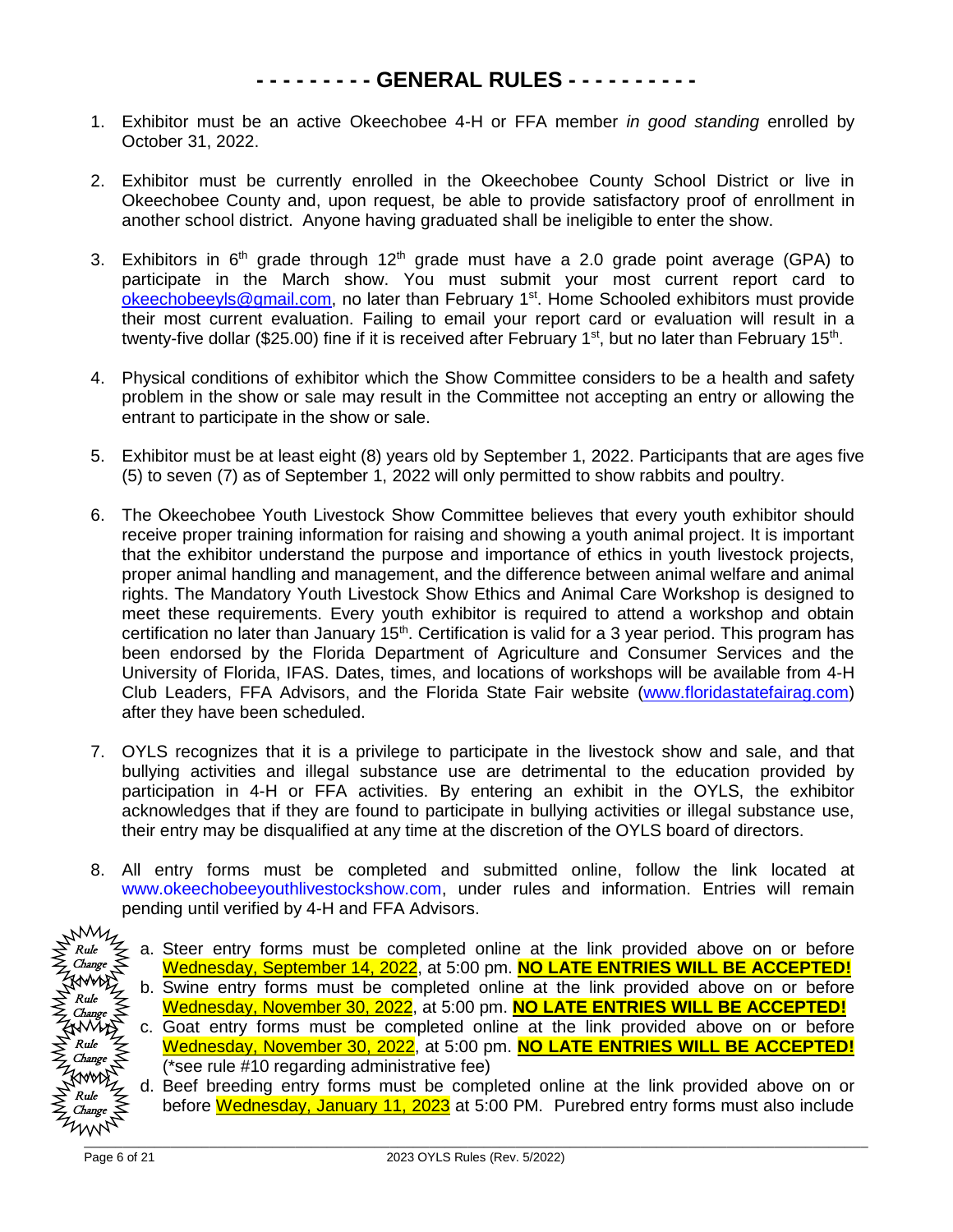# - - - - - - - - - GENERAL RULES - - - - - - - - - -

1. Exhibitor must be an active Okeechobee 4-H or FFA member *in good standing* enrolled by October 31, 2022.

2. Exhibitor must be currently enrolled in the Okeechobee County School District or live in Okeechobee County and, upon request, be able to provide satisfactory proof of enrollment in another school district. Anyone having graduated shall be ineligible to enter the show.

3. Exhibitors in 6th grade through 12th grade must have a 2.0 grade point average (GPA) to participate in the March show. You must submit your most current report card to okeechobeeyls@gmail.com, no later than February 1st. Home Schooled exhibitors must provide their most current evaluation. Failing to email your report card or evaluation will result in a twenty-five dollar ($25.00) fine if it is received after February 1st, but no later than February 15th.

4. Physical conditions of exhibitor which the Show Committee considers to be a health and safety problem in the show or sale may result in the Committee not accepting an entry or allowing the entrant to participate in the show or sale.

5. Exhibitor must be at least eight (8) years old by September 1, 2022. Participants that are ages five (5) to seven (7) as of September 1, 2022 will only permitted to show rabbits and poultry.

6. The Okeechobee Youth Livestock Show Committee believes that every youth exhibitor should receive proper training information for raising and showing a youth animal project. It is important that the exhibitor understand the purpose and importance of ethics in youth livestock projects, proper animal handling and management, and the difference between animal welfare and animal rights. The Mandatory Youth Livestock Show Ethics and Animal Care Workshop is designed to meet these requirements. Every youth exhibitor is required to attend a workshop and obtain certification no later than January 15th. Certification is valid for a 3 year period. This program has been endorsed by the Florida Department of Agriculture and Consumer Services and the University of Florida, IFAS. Dates, times, and locations of workshops will be available from 4-H Club Leaders, FFA Advisors, and the Florida State Fair website (www.floridastatefairag.com) after they have been scheduled.

7. OYLS recognizes that it is a privilege to participate in the livestock show and sale, and that bullying activities and illegal substance use are detrimental to the education provided by participation in 4-H or FFA activities. By entering an exhibit in the OYLS, the exhibitor acknowledges that if they are found to participate in bullying activities or illegal substance use, their entry may be disqualified at any time at the discretion of the OYLS board of directors.

8. All entry forms must be completed and submitted online, follow the link located at www.okeechobeeyouthlivestockshow.com, under rules and information. Entries will remain pending until verified by 4-H and FFA Advisors.

   *Rule Change*
   a. Steer entry forms must be completed online at the link provided above on or before Wednesday, September 14, 2022, at 5:00 pm. **NO LATE ENTRIES WILL BE ACCEPTED!**

   *Rule Change*
   b. Swine entry forms must be completed online at the link provided above on or before Wednesday, November 30, 2022, at 5:00 pm. **NO LATE ENTRIES WILL BE ACCEPTED!**

   *Rule Change*
   c. Goat entry forms must be completed online at the link provided above on or before Wednesday, November 30, 2022, at 5:00 pm. **NO LATE ENTRIES WILL BE ACCEPTED!** (*see rule #10 regarding administrative fee)

   *Rule Change*
   d. Beef breeding entry forms must be completed online at the link provided above on or before Wednesday, January 11, 2023 at 5:00 PM. Purebred entry forms must also include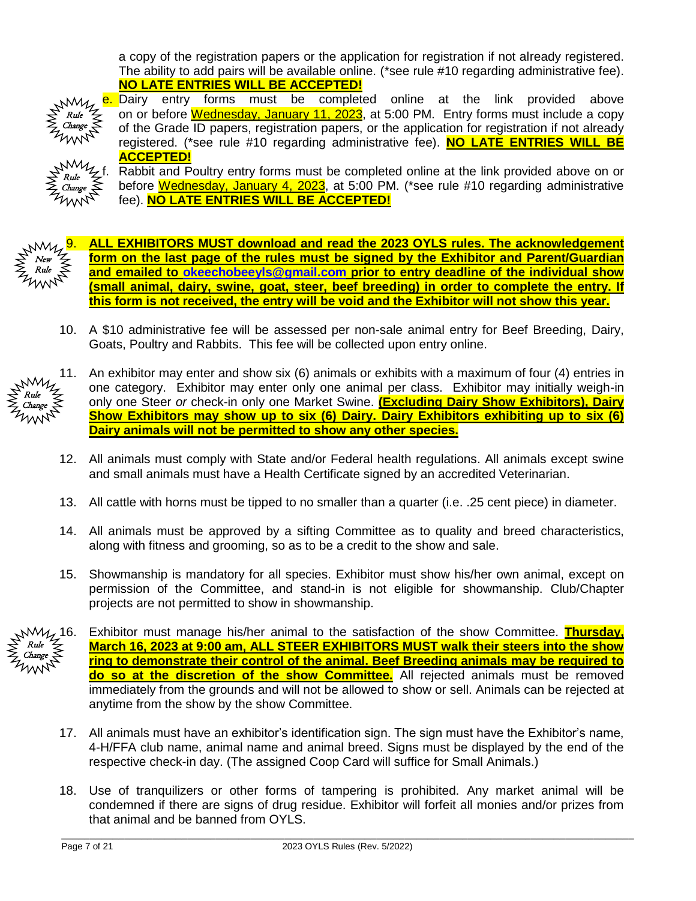a copy of the registration papers or the application for registration if not already registered. The ability to add pairs will be available online. (*see rule #10 regarding administrative fee). **NO LATE ENTRIES WILL BE ACCEPTED!**

Rule Change

e. Dairy entry forms must be completed online at the link provided above on or before Wednesday, January 11, 2023, at 5:00 PM. Entry forms must include a copy of the Grade ID papers, registration papers, or the application for registration if not already registered. (*see rule #10 regarding administrative fee). **NO LATE ENTRIES WILL BE ACCEPTED!**

Rule Change

f. Rabbit and Poultry entry forms must be completed online at the link provided above on or before Wednesday, January 4, 2023, at 5:00 PM. (*see rule #10 regarding administrative fee). **NO LATE ENTRIES WILL BE ACCEPTED!**

New Rule

9. **ALL EXHIBITORS MUST download and read the 2023 OYLS rules. The acknowledgement form on the last page of the rules must be signed by the Exhibitor and Parent/Guardian and emailed to okeechobeeyls@gmail.com prior to entry deadline of the individual show (small animal, dairy, swine, goat, steer, beef breeding) in order to complete the entry. If this form is not received, the entry will be void and the Exhibitor will not show this year.**

10. A $10 administrative fee will be assessed per non-sale animal entry for Beef Breeding, Dairy, Goats, Poultry and Rabbits. This fee will be collected upon entry online.

Rule Change

11. An exhibitor may enter and show six (6) animals or exhibits with a maximum of four (4) entries in one category. Exhibitor may enter only one animal per class. Exhibitor may initially weigh-in only one Steer *or* check-in only one Market Swine. **(Excluding Dairy Show Exhibitors), Dairy Show Exhibitors may show up to six (6) Dairy. Dairy Exhibitors exhibiting up to six (6) Dairy animals will not be permitted to show any other species.**

12. All animals must comply with State and/or Federal health regulations. All animals except swine and small animals must have a Health Certificate signed by an accredited Veterinarian.

13. All cattle with horns must be tipped to no smaller than a quarter (i.e. .25 cent piece) in diameter.

14. All animals must be approved by a sifting Committee as to quality and breed characteristics, along with fitness and grooming, so as to be a credit to the show and sale.

15. Showmanship is mandatory for all species. Exhibitor must show his/her own animal, except on permission of the Committee, and stand-in is not eligible for showmanship. Club/Chapter projects are not permitted to show in showmanship.

Rule Change

16. Exhibitor must manage his/her animal to the satisfaction of the show Committee. **Thursday, March 16, 2023 at 9:00 am, ALL STEER EXHIBITORS MUST walk their steers into the show ring to demonstrate their control of the animal. Beef Breeding animals may be required to do so at the discretion of the show Committee.** All rejected animals must be removed immediately from the grounds and will not be allowed to show or sell. Animals can be rejected at anytime from the show by the show Committee.

17. All animals must have an exhibitor's identification sign. The sign must have the Exhibitor's name, 4-H/FFA club name, animal name and animal breed. Signs must be displayed by the end of the respective check-in day. (The assigned Coop Card will suffice for Small Animals.)

18. Use of tranquilizers or other forms of tampering is prohibited. Any market animal will be condemned if there are signs of drug residue. Exhibitor will forfeit all monies and/or prizes from that animal and be banned from OYLS.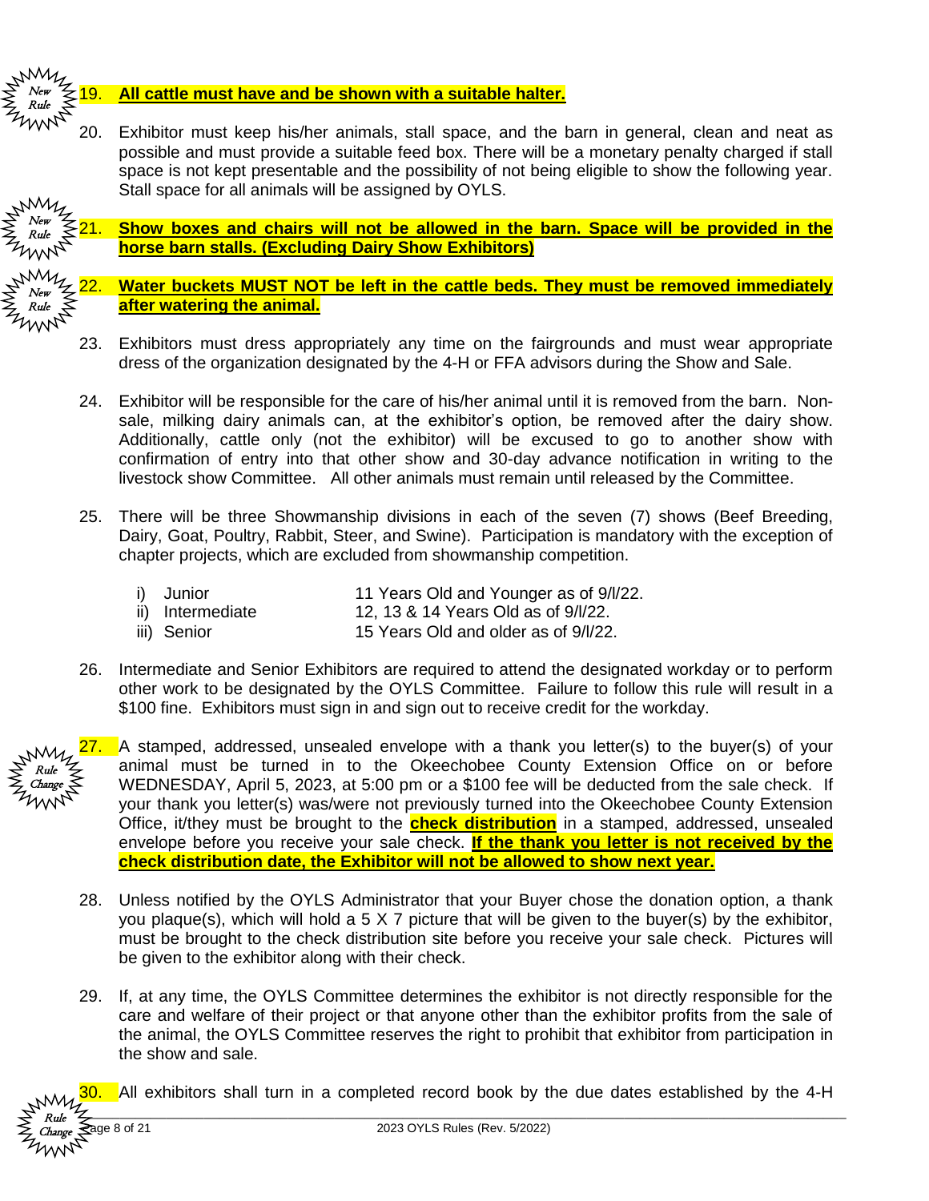New Rule

19. **All cattle must have and be shown with a suitable halter.**

20. Exhibitor must keep his/her animals, stall space, and the barn in general, clean and neat as possible and must provide a suitable feed box. There will be a monetary penalty charged if stall space is not kept presentable and the possibility of not being eligible to show the following year. Stall space for all animals will be assigned by OYLS.

New Rule

21. **Show boxes and chairs will not be allowed in the barn. Space will be provided in the horse barn stalls. (Excluding Dairy Show Exhibitors)**

New Rule

22. **Water buckets MUST NOT be left in the cattle beds. They must be removed immediately after watering the animal.**

23. Exhibitors must dress appropriately any time on the fairgrounds and must wear appropriate dress of the organization designated by the 4-H or FFA advisors during the Show and Sale.

24. Exhibitor will be responsible for the care of his/her animal until it is removed from the barn. Non-sale, milking dairy animals can, at the exhibitor's option, be removed after the dairy show. Additionally, cattle only (not the exhibitor) will be excused to go to another show with confirmation of entry into that other show and 30-day advance notification in writing to the livestock show Committee. All other animals must remain until released by the Committee.

25. There will be three Showmanship divisions in each of the seven (7) shows (Beef Breeding, Dairy, Goat, Poultry, Rabbit, Steer, and Swine). Participation is mandatory with the exception of chapter projects, which are excluded from showmanship competition.

| | |
|---|---|
| i) Junior | 11 Years Old and Younger as of 9/l/22. |
| ii) Intermediate | 12, 13 & 14 Years Old as of 9/l/22. |
| iii) Senior | 15 Years Old and older as of 9/l/22. |

26. Intermediate and Senior Exhibitors are required to attend the designated workday or to perform other work to be designated by the OYLS Committee. Failure to follow this rule will result in a $100 fine. Exhibitors must sign in and sign out to receive credit for the workday.

Rule Change

27. A stamped, addressed, unsealed envelope with a thank you letter(s) to the buyer(s) of your animal must be turned in to the Okeechobee County Extension Office on or before WEDNESDAY, April 5, 2023, at 5:00 pm or a $100 fee will be deducted from the sale check. If your thank you letter(s) was/were not previously turned into the Okeechobee County Extension Office, it/they must be brought to the **check distribution** in a stamped, addressed, unsealed envelope before you receive your sale check. **If the thank you letter is not received by the check distribution date, the Exhibitor will not be allowed to show next year.**

28. Unless notified by the OYLS Administrator that your Buyer chose the donation option, a thank you plaque(s), which will hold a 5 X 7 picture that will be given to the buyer(s) by the exhibitor, must be brought to the check distribution site before you receive your sale check. Pictures will be given to the exhibitor along with their check.

29. If, at any time, the OYLS Committee determines the exhibitor is not directly responsible for the care and welfare of their project or that anyone other than the exhibitor profits from the sale of the animal, the OYLS Committee reserves the right to prohibit that exhibitor from participation in the show and sale.

Rule Change

30. All exhibitors shall turn in a completed record book by the due dates established by the 4-H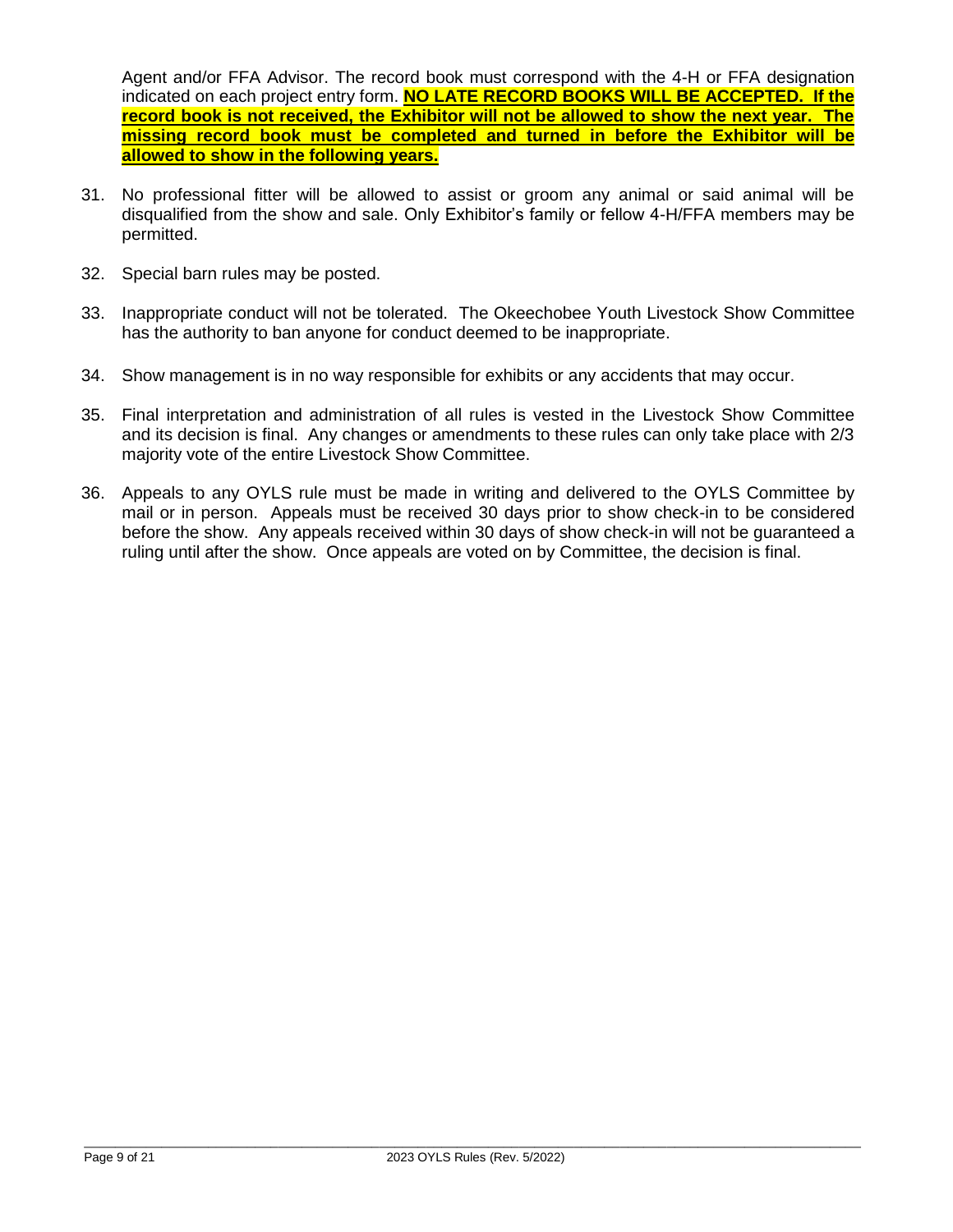Agent and/or FFA Advisor. The record book must correspond with the 4-H or FFA designation indicated on each project entry form. **NO LATE RECORD BOOKS WILL BE ACCEPTED. If the record book is not received, the Exhibitor will not be allowed to show the next year. The missing record book must be completed and turned in before the Exhibitor will be allowed to show in the following years.**

31. No professional fitter will be allowed to assist or groom any animal or said animal will be disqualified from the show and sale. Only Exhibitor's family or fellow 4-H/FFA members may be permitted.

32. Special barn rules may be posted.

33. Inappropriate conduct will not be tolerated. The Okeechobee Youth Livestock Show Committee has the authority to ban anyone for conduct deemed to be inappropriate.

34. Show management is in no way responsible for exhibits or any accidents that may occur.

35. Final interpretation and administration of all rules is vested in the Livestock Show Committee and its decision is final. Any changes or amendments to these rules can only take place with 2/3 majority vote of the entire Livestock Show Committee.

36. Appeals to any OYLS rule must be made in writing and delivered to the OYLS Committee by mail or in person. Appeals must be received 30 days prior to show check-in to be considered before the show. Any appeals received within 30 days of show check-in will not be guaranteed a ruling until after the show. Once appeals are voted on by Committee, the decision is final.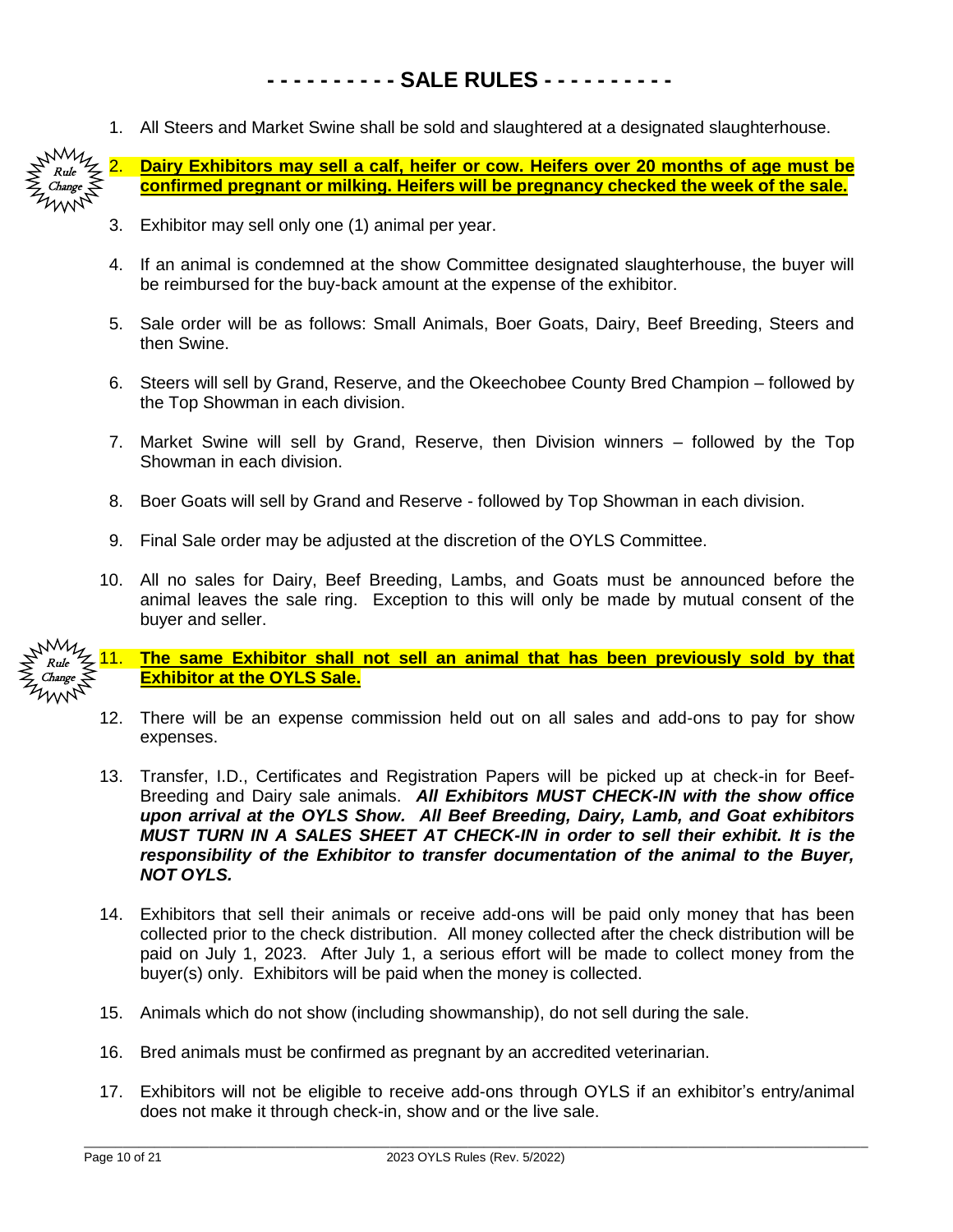# - - - - - - - - - - SALE RULES - - - - - - - - - -

1. All Steers and Market Swine shall be sold and slaughtered at a designated slaughterhouse.

*Rule Change*

2. **Dairy Exhibitors may sell a calf, heifer or cow. Heifers over 20 months of age must be confirmed pregnant or milking. Heifers will be pregnancy checked the week of the sale.**

3. Exhibitor may sell only one (1) animal per year.

4. If an animal is condemned at the show Committee designated slaughterhouse, the buyer will be reimbursed for the buy-back amount at the expense of the exhibitor.

5. Sale order will be as follows: Small Animals, Boer Goats, Dairy, Beef Breeding, Steers and then Swine.

6. Steers will sell by Grand, Reserve, and the Okeechobee County Bred Champion – followed by the Top Showman in each division.

7. Market Swine will sell by Grand, Reserve, then Division winners – followed by the Top Showman in each division.

8. Boer Goats will sell by Grand and Reserve - followed by Top Showman in each division.

9. Final Sale order may be adjusted at the discretion of the OYLS Committee.

10. All no sales for Dairy, Beef Breeding, Lambs, and Goats must be announced before the animal leaves the sale ring. Exception to this will only be made by mutual consent of the buyer and seller.

*Rule Change*

11. **The same Exhibitor shall not sell an animal that has been previously sold by that Exhibitor at the OYLS Sale.**

12. There will be an expense commission held out on all sales and add-ons to pay for show expenses.

13. Transfer, I.D., Certificates and Registration Papers will be picked up at check-in for Beef-Breeding and Dairy sale animals. ***All Exhibitors MUST CHECK-IN with the show office upon arrival at the OYLS Show. All Beef Breeding, Dairy, Lamb, and Goat exhibitors MUST TURN IN A SALES SHEET AT CHECK-IN in order to sell their exhibit. It is the responsibility of the Exhibitor to transfer documentation of the animal to the Buyer, NOT OYLS.***

14. Exhibitors that sell their animals or receive add-ons will be paid only money that has been collected prior to the check distribution. All money collected after the check distribution will be paid on July 1, 2023. After July 1, a serious effort will be made to collect money from the buyer(s) only. Exhibitors will be paid when the money is collected.

15. Animals which do not show (including showmanship), do not sell during the sale.

16. Bred animals must be confirmed as pregnant by an accredited veterinarian.

17. Exhibitors will not be eligible to receive add-ons through OYLS if an exhibitor's entry/animal does not make it through check-in, show and or the live sale.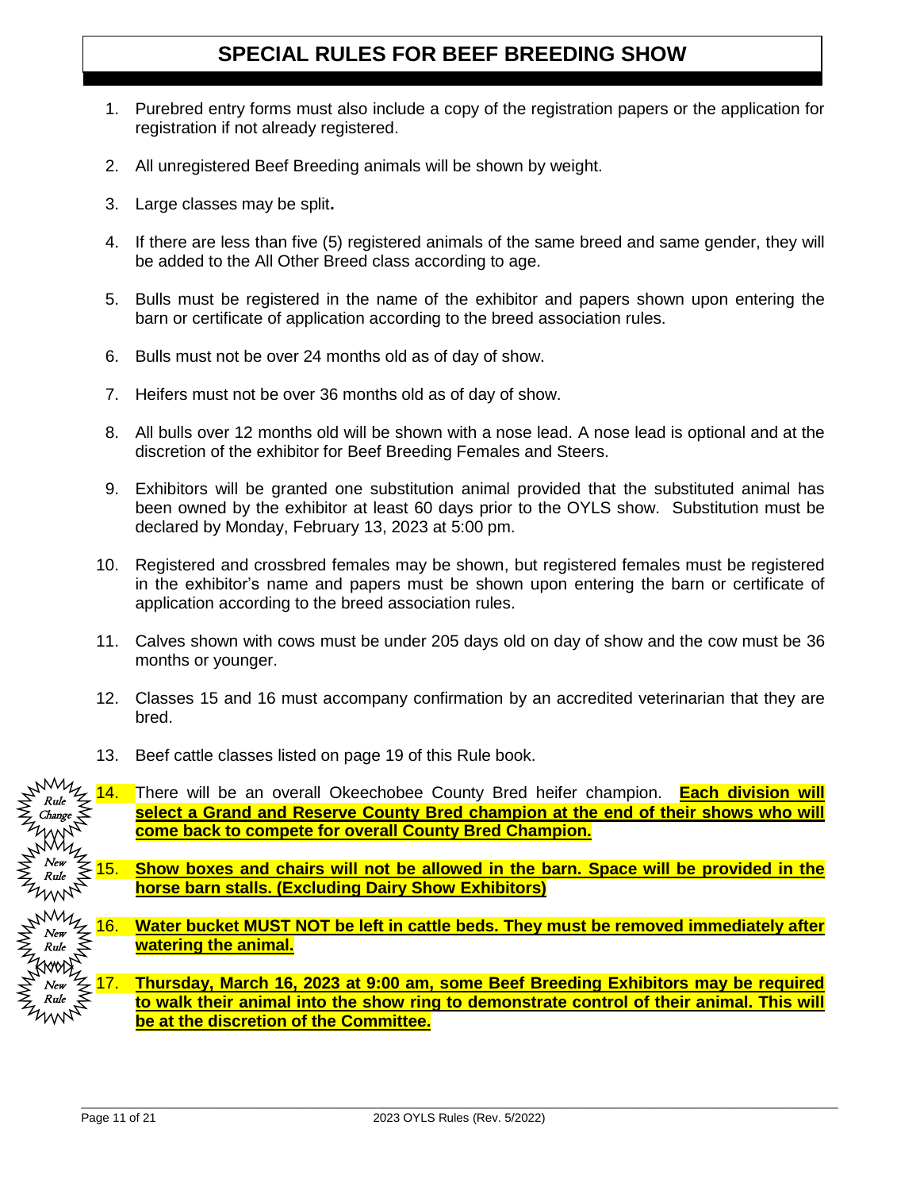# SPECIAL RULES FOR BEEF BREEDING SHOW

1. Purebred entry forms must also include a copy of the registration papers or the application for registration if not already registered.

2. All unregistered Beef Breeding animals will be shown by weight.

3. Large classes may be split**.**

4. If there are less than five (5) registered animals of the same breed and same gender, they will be added to the All Other Breed class according to age.

5. Bulls must be registered in the name of the exhibitor and papers shown upon entering the barn or certificate of application according to the breed association rules.

6. Bulls must not be over 24 months old as of day of show.

7. Heifers must not be over 36 months old as of day of show.

8. All bulls over 12 months old will be shown with a nose lead. A nose lead is optional and at the discretion of the exhibitor for Beef Breeding Females and Steers.

9. Exhibitors will be granted one substitution animal provided that the substituted animal has been owned by the exhibitor at least 60 days prior to the OYLS show. Substitution must be declared by Monday, February 13, 2023 at 5:00 pm.

10. Registered and crossbred females may be shown, but registered females must be registered in the exhibitor's name and papers must be shown upon entering the barn or certificate of application according to the breed association rules.

11. Calves shown with cows must be under 205 days old on day of show and the cow must be 36 months or younger.

12. Classes 15 and 16 must accompany confirmation by an accredited veterinarian that they are bred.

13. Beef cattle classes listed on page 19 of this Rule book.

14. *Rule Change* There will be an overall Okeechobee County Bred heifer champion. **Each division will select a Grand and Reserve County Bred champion at the end of their shows who will come back to compete for overall County Bred Champion.**

15. *New Rule* **Show boxes and chairs will not be allowed in the barn. Space will be provided in the horse barn stalls. (Excluding Dairy Show Exhibitors)**

16. *New Rule* **Water bucket MUST NOT be left in cattle beds. They must be removed immediately after watering the animal.**

17. *New Rule* **Thursday, March 16, 2023 at 9:00 am, some Beef Breeding Exhibitors may be required to walk their animal into the show ring to demonstrate control of their animal. This will be at the discretion of the Committee.**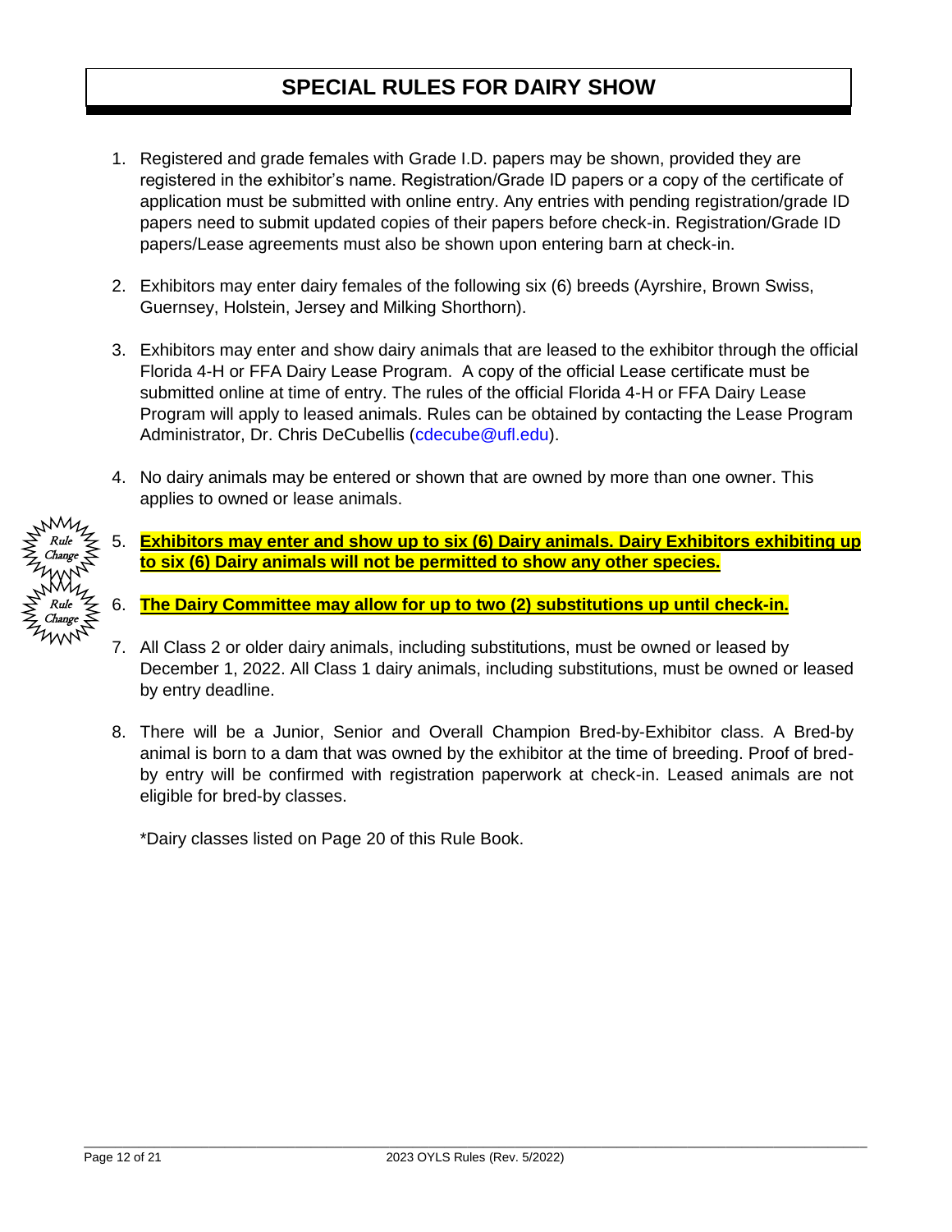# SPECIAL RULES FOR DAIRY SHOW

1. Registered and grade females with Grade I.D. papers may be shown, provided they are registered in the exhibitor's name. Registration/Grade ID papers or a copy of the certificate of application must be submitted with online entry. Any entries with pending registration/grade ID papers need to submit updated copies of their papers before check-in. Registration/Grade ID papers/Lease agreements must also be shown upon entering barn at check-in.

2. Exhibitors may enter dairy females of the following six (6) breeds (Ayrshire, Brown Swiss, Guernsey, Holstein, Jersey and Milking Shorthorn).

3. Exhibitors may enter and show dairy animals that are leased to the exhibitor through the official Florida 4-H or FFA Dairy Lease Program. A copy of the official Lease certificate must be submitted online at time of entry. The rules of the official Florida 4-H or FFA Dairy Lease Program will apply to leased animals. Rules can be obtained by contacting the Lease Program Administrator, Dr. Chris DeCubellis (cdecube@ufl.edu).

4. No dairy animals may be entered or shown that are owned by more than one owner. This applies to owned or lease animals.

Rule Change

5. **Exhibitors may enter and show up to six (6) Dairy animals. Dairy Exhibitors exhibiting up to six (6) Dairy animals will not be permitted to show any other species.**

Rule Change

6. **The Dairy Committee may allow for up to two (2) substitutions up until check-in.**

7. All Class 2 or older dairy animals, including substitutions, must be owned or leased by December 1, 2022. All Class 1 dairy animals, including substitutions, must be owned or leased by entry deadline.

8. There will be a Junior, Senior and Overall Champion Bred-by-Exhibitor class. A Bred-by animal is born to a dam that was owned by the exhibitor at the time of breeding. Proof of bred-by entry will be confirmed with registration paperwork at check-in. Leased animals are not eligible for bred-by classes.

*Dairy classes listed on Page 20 of this Rule Book.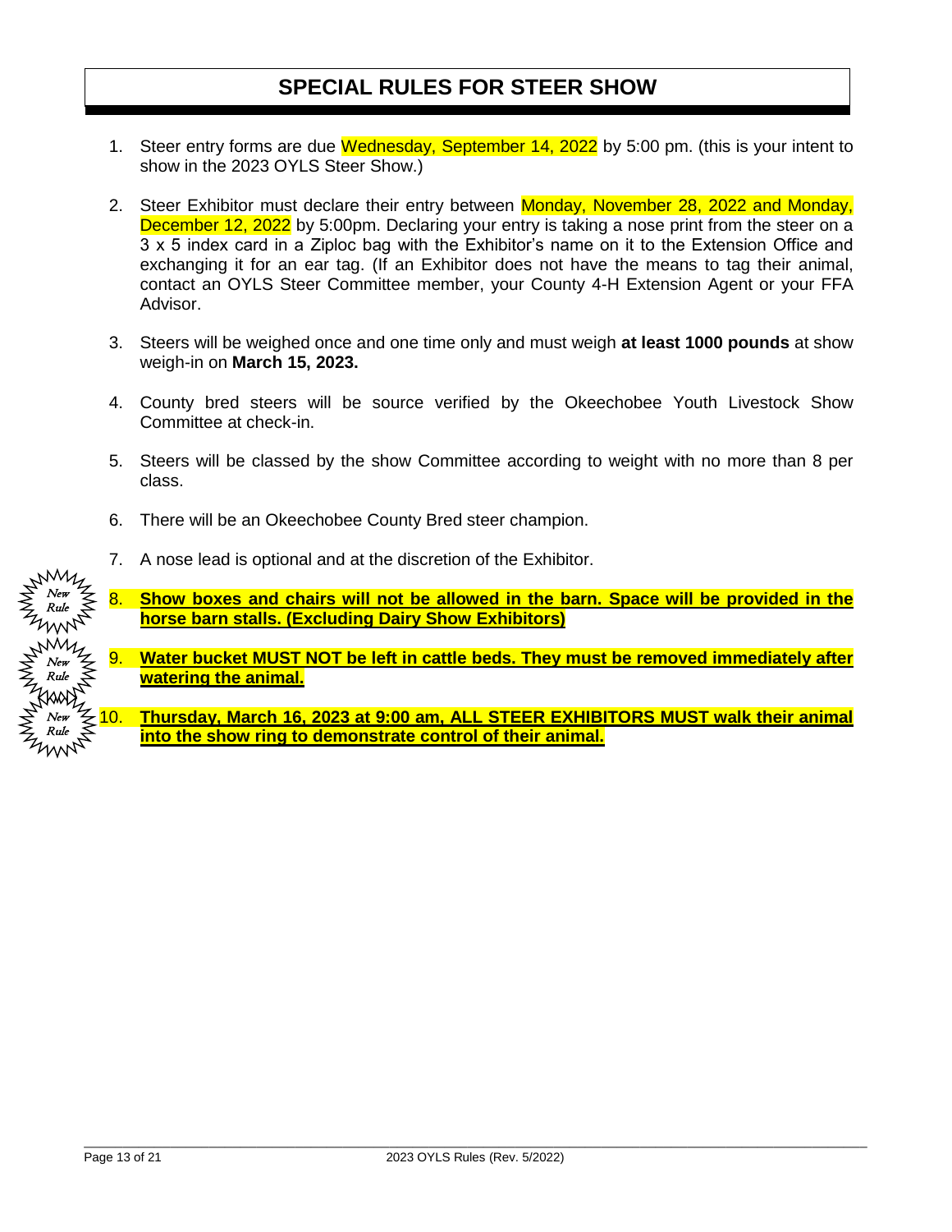# SPECIAL RULES FOR STEER SHOW

1. Steer entry forms are due Wednesday, September 14, 2022 by 5:00 pm. (this is your intent to show in the 2023 OYLS Steer Show.)

2. Steer Exhibitor must declare their entry between Monday, November 28, 2022 and Monday, December 12, 2022 by 5:00pm. Declaring your entry is taking a nose print from the steer on a 3 x 5 index card in a Ziploc bag with the Exhibitor's name on it to the Extension Office and exchanging it for an ear tag. (If an Exhibitor does not have the means to tag their animal, contact an OYLS Steer Committee member, your County 4-H Extension Agent or your FFA Advisor.

3. Steers will be weighed once and one time only and must weigh **at least 1000 pounds** at show weigh-in on **March 15, 2023.**

4. County bred steers will be source verified by the Okeechobee Youth Livestock Show Committee at check-in.

5. Steers will be classed by the show Committee according to weight with no more than 8 per class.

6. There will be an Okeechobee County Bred steer champion.

7. A nose lead is optional and at the discretion of the Exhibitor.

8. *New Rule* **Show boxes and chairs will not be allowed in the barn. Space will be provided in the horse barn stalls. (Excluding Dairy Show Exhibitors)**

9. *New Rule* **Water bucket MUST NOT be left in cattle beds. They must be removed immediately after watering the animal.**

10. *New Rule* **Thursday, March 16, 2023 at 9:00 am, ALL STEER EXHIBITORS MUST walk their animal into the show ring to demonstrate control of their animal.**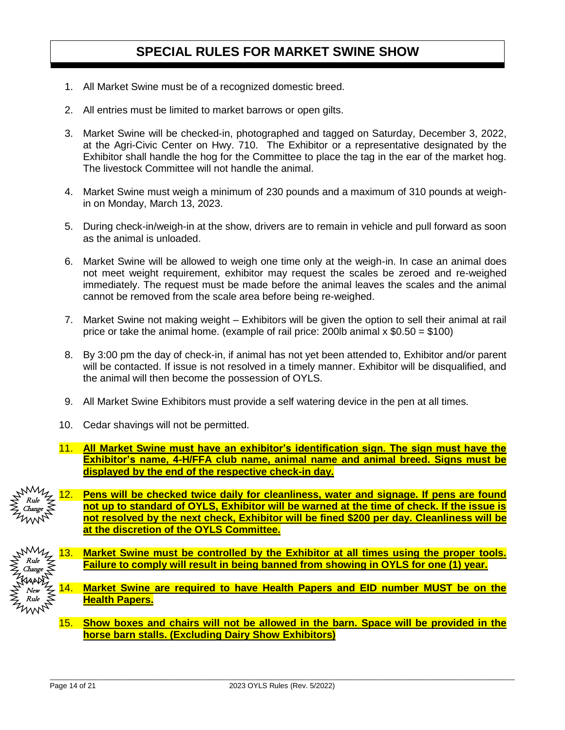# SPECIAL RULES FOR MARKET SWINE SHOW

1. All Market Swine must be of a recognized domestic breed.

2. All entries must be limited to market barrows or open gilts.

3. Market Swine will be checked-in, photographed and tagged on Saturday, December 3, 2022, at the Agri-Civic Center on Hwy. 710. The Exhibitor or a representative designated by the Exhibitor shall handle the hog for the Committee to place the tag in the ear of the market hog. The livestock Committee will not handle the animal.

4. Market Swine must weigh a minimum of 230 pounds and a maximum of 310 pounds at weigh-in on Monday, March 13, 2023.

5. During check-in/weigh-in at the show, drivers are to remain in vehicle and pull forward as soon as the animal is unloaded.

6. Market Swine will be allowed to weigh one time only at the weigh-in. In case an animal does not meet weight requirement, exhibitor may request the scales be zeroed and re-weighed immediately. The request must be made before the animal leaves the scales and the animal cannot be removed from the scale area before being re-weighed.

7. Market Swine not making weight – Exhibitors will be given the option to sell their animal at rail price or take the animal home. (example of rail price: 200lb animal x $0.50 = $100)

8. By 3:00 pm the day of check-in, if animal has not yet been attended to, Exhibitor and/or parent will be contacted. If issue is not resolved in a timely manner. Exhibitor will be disqualified, and the animal will then become the possession of OYLS.

9. All Market Swine Exhibitors must provide a self watering device in the pen at all times.

10. Cedar shavings will not be permitted.

11. **All Market Swine must have an exhibitor's identification sign. The sign must have the Exhibitor's name, 4-H/FFA club name, animal name and animal breed. Signs must be displayed by the end of the respective check-in day.**

12. *Rule Change* **Pens will be checked twice daily for cleanliness, water and signage. If pens are found not up to standard of OYLS, Exhibitor will be warned at the time of check. If the issue is not resolved by the next check, Exhibitor will be fined $200 per day. Cleanliness will be at the discretion of the OYLS Committee.**

13. *Rule Change* **Market Swine must be controlled by the Exhibitor at all times using the proper tools. Failure to comply will result in being banned from showing in OYLS for one (1) year.**

14. *New Rule* **Market Swine are required to have Health Papers and EID number MUST be on the Health Papers.**

15. **Show boxes and chairs will not be allowed in the barn. Space will be provided in the horse barn stalls. (Excluding Dairy Show Exhibitors)**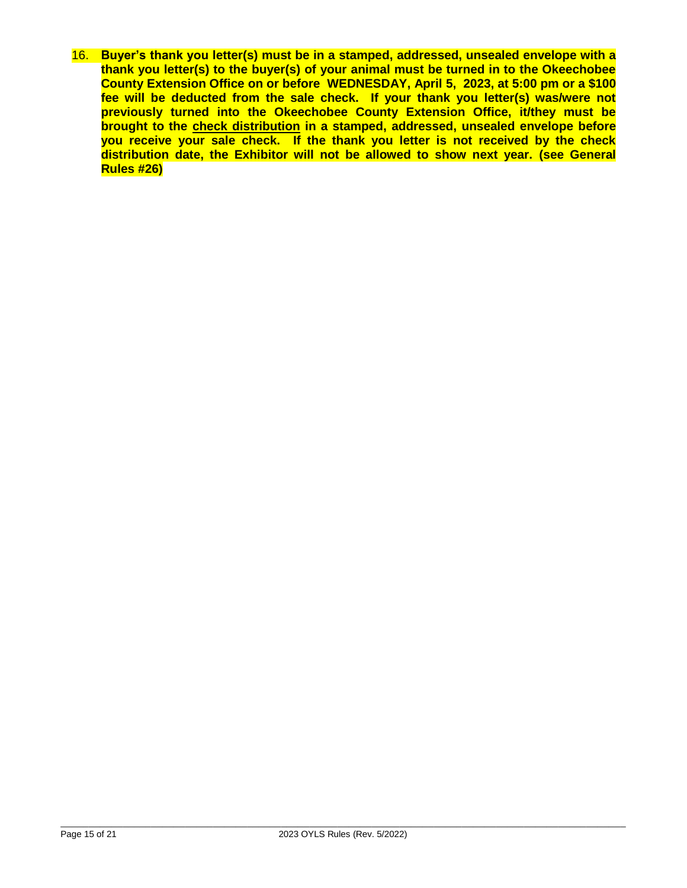16. **Buyer's thank you letter(s) must be in a stamped, addressed, unsealed envelope with a thank you letter(s) to the buyer(s) of your animal must be turned in to the Okeechobee County Extension Office on or before WEDNESDAY, April 5, 2023, at 5:00 pm or a $100 fee will be deducted from the sale check. If your thank you letter(s) was/were not previously turned into the Okeechobee County Extension Office, it/they must be brought to the <u>check distribution</u> in a stamped, addressed, unsealed envelope before you receive your sale check. If the thank you letter is not received by the check distribution date, the Exhibitor will not be allowed to show next year. (see General Rules #26)**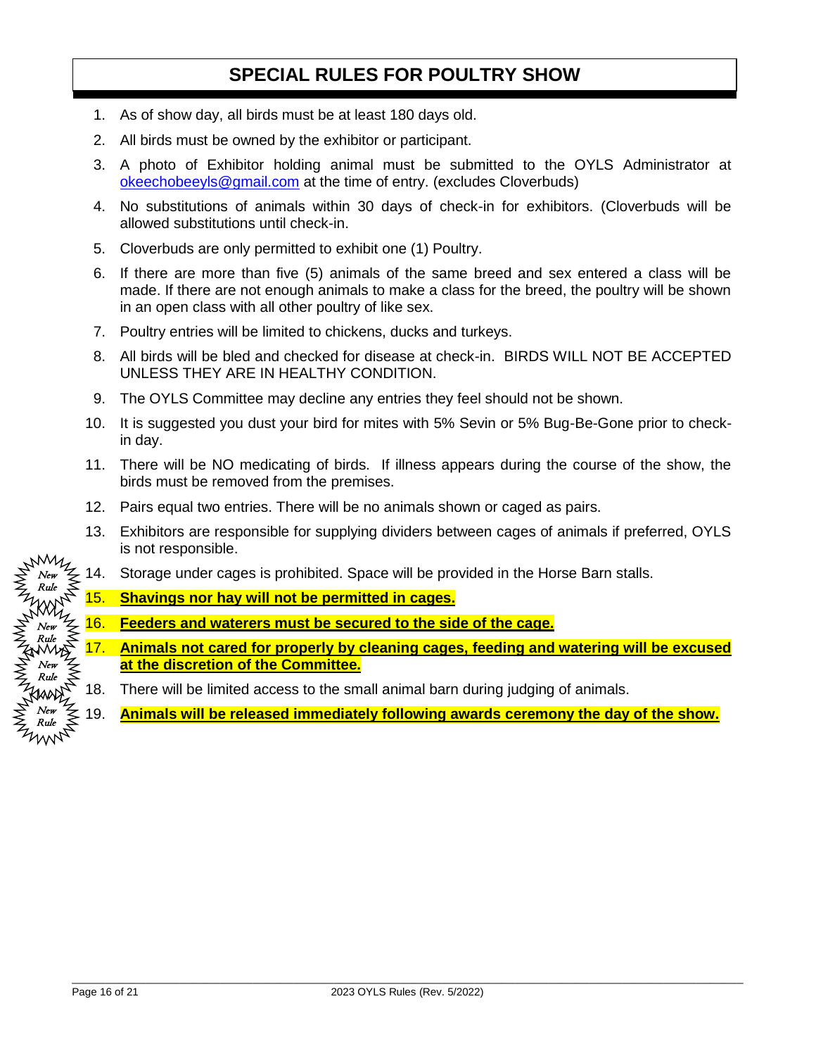# SPECIAL RULES FOR POULTRY SHOW

1. As of show day, all birds must be at least 180 days old.
2. All birds must be owned by the exhibitor or participant.
3. A photo of Exhibitor holding animal must be submitted to the OYLS Administrator at okeechobeeyls@gmail.com at the time of entry. (excludes Cloverbuds)
4. No substitutions of animals within 30 days of check-in for exhibitors. (Cloverbuds will be allowed substitutions until check-in.
5. Cloverbuds are only permitted to exhibit one (1) Poultry.
6. If there are more than five (5) animals of the same breed and sex entered a class will be made. If there are not enough animals to make a class for the breed, the poultry will be shown in an open class with all other poultry of like sex.
7. Poultry entries will be limited to chickens, ducks and turkeys.
8. All birds will be bled and checked for disease at check-in. BIRDS WILL NOT BE ACCEPTED UNLESS THEY ARE IN HEALTHY CONDITION.
9. The OYLS Committee may decline any entries they feel should not be shown.
10. It is suggested you dust your bird for mites with 5% Sevin or 5% Bug-Be-Gone prior to check-in day.
11. There will be NO medicating of birds. If illness appears during the course of the show, the birds must be removed from the premises.
12. Pairs equal two entries. There will be no animals shown or caged as pairs.
13. Exhibitors are responsible for supplying dividers between cages of animals if preferred, OYLS is not responsible.
14. Storage under cages is prohibited. Space will be provided in the Horse Barn stalls.
15. **Shavings nor hay will not be permitted in cages.** *(New Rule)*
16. **Feeders and waterers must be secured to the side of the cage.** *(New Rule)*
17. **Animals not cared for properly by cleaning cages, feeding and watering will be excused at the discretion of the Committee.** *(New Rule)*
18. There will be limited access to the small animal barn during judging of animals.
19. **Animals will be released immediately following awards ceremony the day of the show.** *(New Rule)*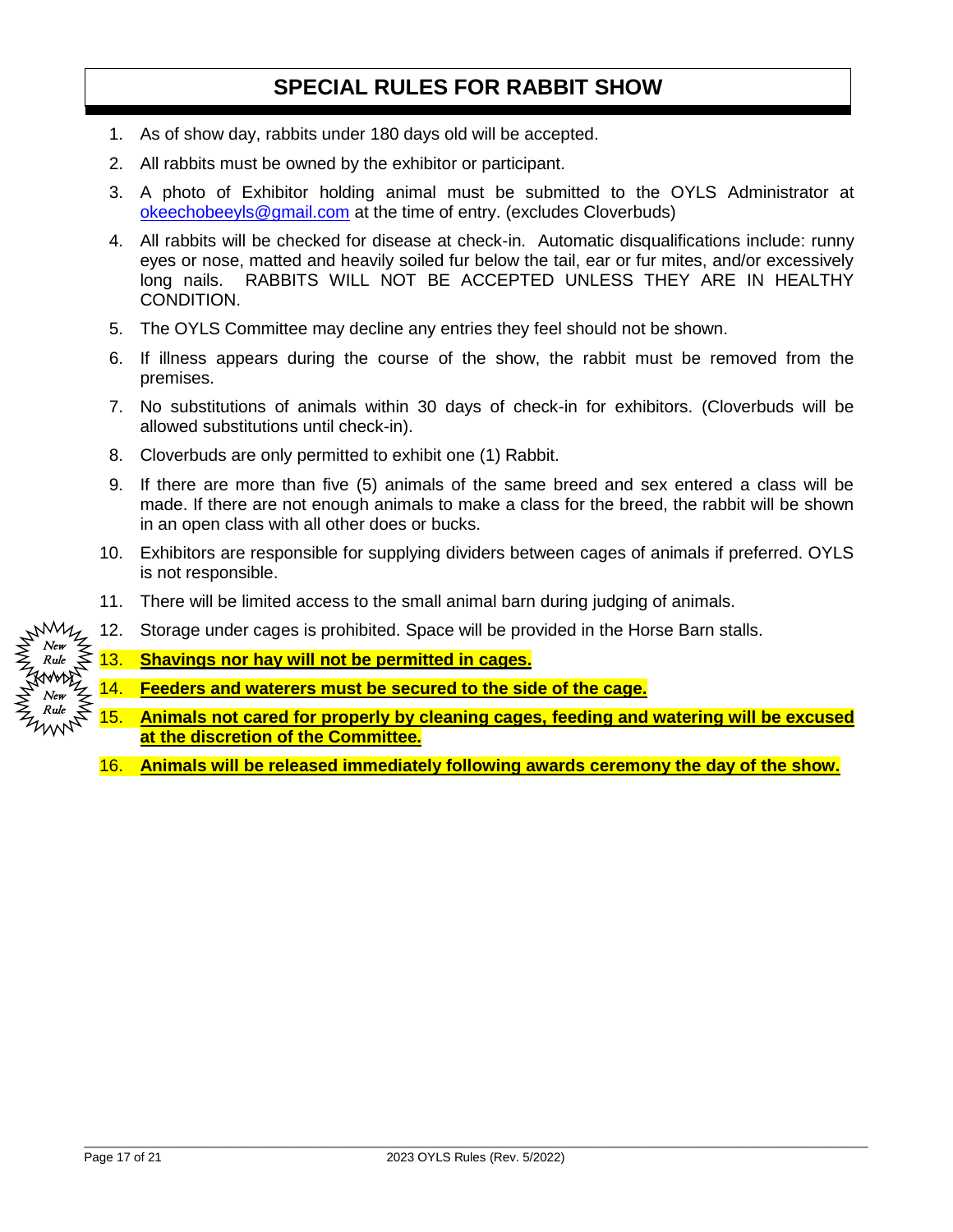## SPECIAL RULES FOR RABBIT SHOW

1. As of show day, rabbits under 180 days old will be accepted.
2. All rabbits must be owned by the exhibitor or participant.
3. A photo of Exhibitor holding animal must be submitted to the OYLS Administrator at okeechobeeyls@gmail.com at the time of entry. (excludes Cloverbuds)
4. All rabbits will be checked for disease at check-in. Automatic disqualifications include: runny eyes or nose, matted and heavily soiled fur below the tail, ear or fur mites, and/or excessively long nails. RABBITS WILL NOT BE ACCEPTED UNLESS THEY ARE IN HEALTHY CONDITION.
5. The OYLS Committee may decline any entries they feel should not be shown.
6. If illness appears during the course of the show, the rabbit must be removed from the premises.
7. No substitutions of animals within 30 days of check-in for exhibitors. (Cloverbuds will be allowed substitutions until check-in).
8. Cloverbuds are only permitted to exhibit one (1) Rabbit.
9. If there are more than five (5) animals of the same breed and sex entered a class will be made. If there are not enough animals to make a class for the breed, the rabbit will be shown in an open class with all other does or bucks.
10. Exhibitors are responsible for supplying dividers between cages of animals if preferred. OYLS is not responsible.
11. There will be limited access to the small animal barn during judging of animals.
12. Storage under cages is prohibited. Space will be provided in the Horse Barn stalls.
13. **Shavings nor hay will not be permitted in cages.** *(New Rule)*
14. **Feeders and waterers must be secured to the side of the cage.** *(New Rule)*
15. **Animals not cared for properly by cleaning cages, feeding and watering will be excused at the discretion of the Committee.**
16. **Animals will be released immediately following awards ceremony the day of the show.**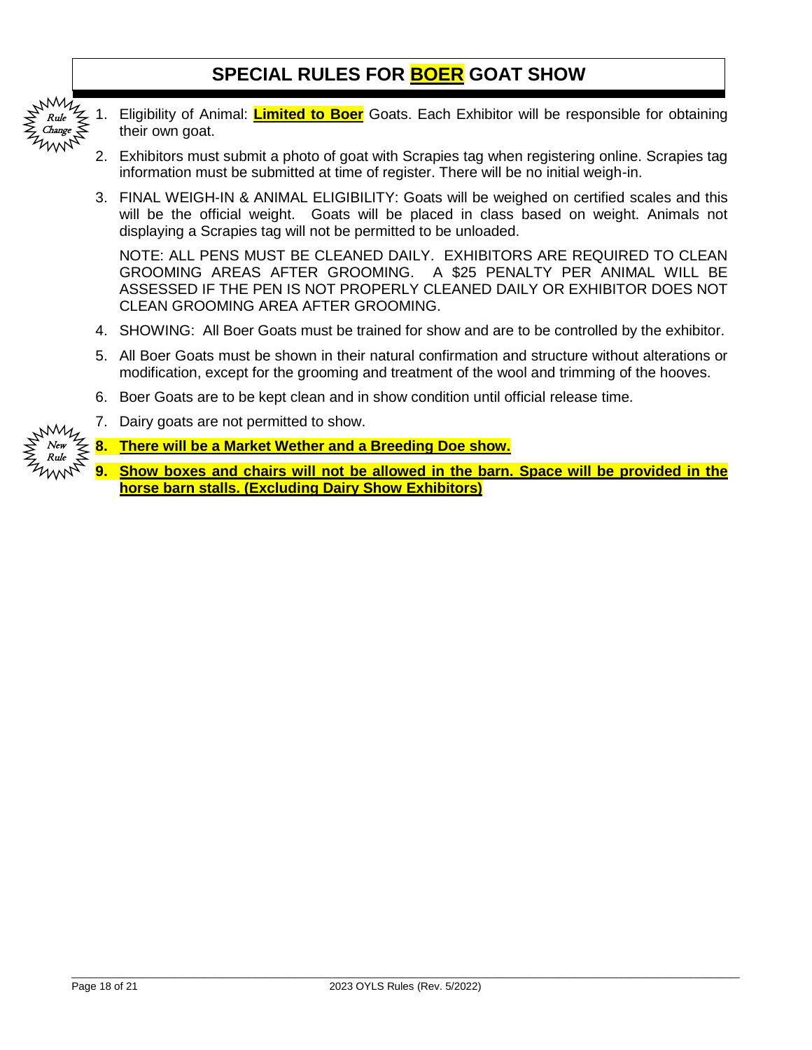## SPECIAL RULES FOR **BOER** GOAT SHOW

Rule Change

1. Eligibility of Animal: **Limited to Boer** Goats. Each Exhibitor will be responsible for obtaining their own goat.
2. Exhibitors must submit a photo of goat with Scrapies tag when registering online. Scrapies tag information must be submitted at time of register. There will be no initial weigh-in.
3. FINAL WEIGH-IN & ANIMAL ELIGIBILITY: Goats will be weighed on certified scales and this will be the official weight. Goats will be placed in class based on weight. Animals not displaying a Scrapies tag will not be permitted to be unloaded.

   NOTE: ALL PENS MUST BE CLEANED DAILY. EXHIBITORS ARE REQUIRED TO CLEAN GROOMING AREAS AFTER GROOMING. A $25 PENALTY PER ANIMAL WILL BE ASSESSED IF THE PEN IS NOT PROPERLY CLEANED DAILY OR EXHIBITOR DOES NOT CLEAN GROOMING AREA AFTER GROOMING.

4. SHOWING: All Boer Goats must be trained for show and are to be controlled by the exhibitor.
5. All Boer Goats must be shown in their natural confirmation and structure without alterations or modification, except for the grooming and treatment of the wool and trimming of the hooves.
6. Boer Goats are to be kept clean and in show condition until official release time.
7. Dairy goats are not permitted to show.

New Rule

8. **There will be a Market Wether and a Breeding Doe show.**
9. **Show boxes and chairs will not be allowed in the barn. Space will be provided in the horse barn stalls. (Excluding Dairy Show Exhibitors)**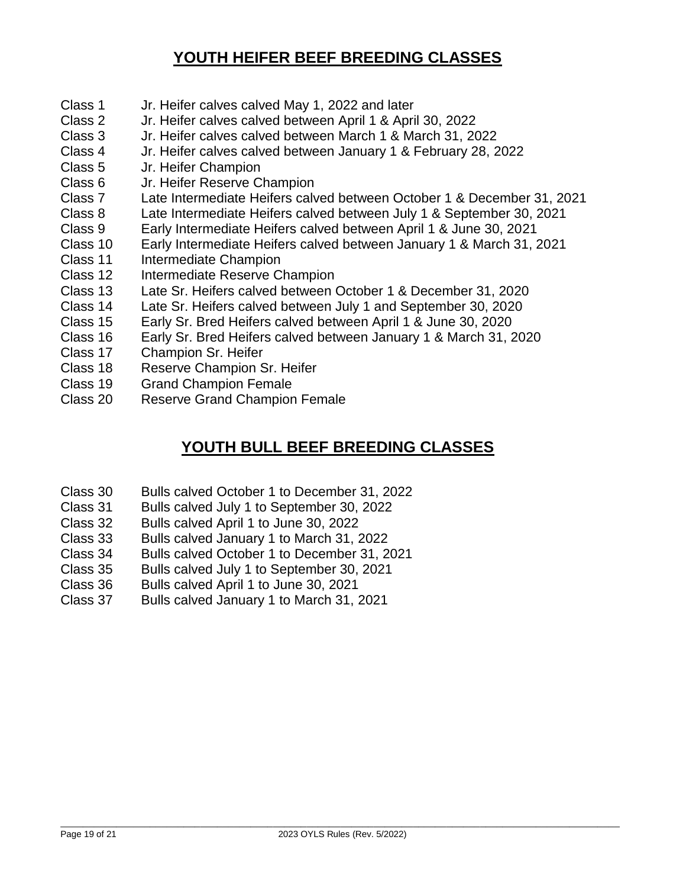## YOUTH HEIFER BEEF BREEDING CLASSES

Class 1 Jr. Heifer calves calved May 1, 2022 and later
Class 2 Jr. Heifer calves calved between April 1 & April 30, 2022
Class 3 Jr. Heifer calves calved between March 1 & March 31, 2022
Class 4 Jr. Heifer calves calved between January 1 & February 28, 2022
Class 5 Jr. Heifer Champion
Class 6 Jr. Heifer Reserve Champion
Class 7 Late Intermediate Heifers calved between October 1 & December 31, 2021
Class 8 Late Intermediate Heifers calved between July 1 & September 30, 2021
Class 9 Early Intermediate Heifers calved between April 1 & June 30, 2021
Class 10 Early Intermediate Heifers calved between January 1 & March 31, 2021
Class 11 Intermediate Champion
Class 12 Intermediate Reserve Champion
Class 13 Late Sr. Heifers calved between October 1 & December 31, 2020
Class 14 Late Sr. Heifers calved between July 1 and September 30, 2020
Class 15 Early Sr. Bred Heifers calved between April 1 & June 30, 2020
Class 16 Early Sr. Bred Heifers calved between January 1 & March 31, 2020
Class 17 Champion Sr. Heifer
Class 18 Reserve Champion Sr. Heifer
Class 19 Grand Champion Female
Class 20 Reserve Grand Champion Female

## YOUTH BULL BEEF BREEDING CLASSES

Class 30 Bulls calved October 1 to December 31, 2022
Class 31 Bulls calved July 1 to September 30, 2022
Class 32 Bulls calved April 1 to June 30, 2022
Class 33 Bulls calved January 1 to March 31, 2022
Class 34 Bulls calved October 1 to December 31, 2021
Class 35 Bulls calved July 1 to September 30, 2021
Class 36 Bulls calved April 1 to June 30, 2021
Class 37 Bulls calved January 1 to March 31, 2021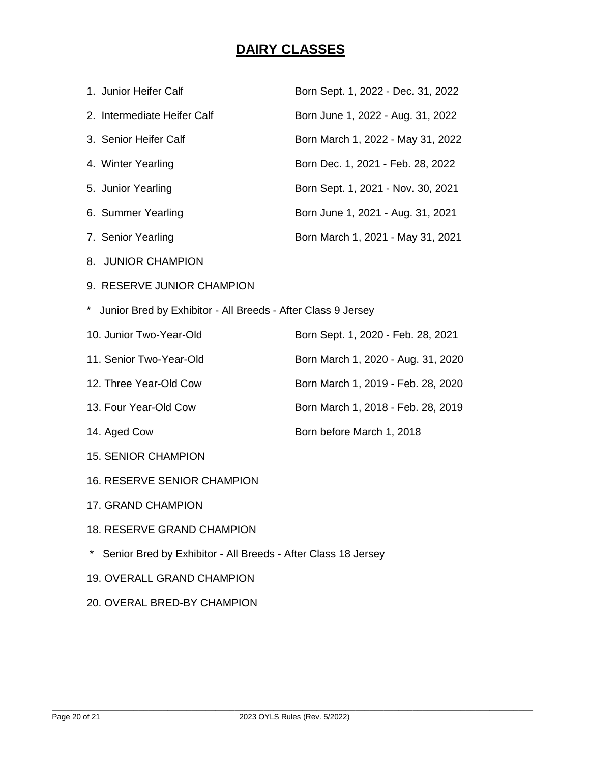# DAIRY CLASSES

1. Junior Heifer Calf — Born Sept. 1, 2022 - Dec. 31, 2022
2. Intermediate Heifer Calf — Born June 1, 2022 - Aug. 31, 2022
3. Senior Heifer Calf — Born March 1, 2022 - May 31, 2022
4. Winter Yearling — Born Dec. 1, 2021 - Feb. 28, 2022
5. Junior Yearling — Born Sept. 1, 2021 - Nov. 30, 2021
6. Summer Yearling — Born June 1, 2021 - Aug. 31, 2021
7. Senior Yearling — Born March 1, 2021 - May 31, 2021
8. JUNIOR CHAMPION
9. RESERVE JUNIOR CHAMPION

\* Junior Bred by Exhibitor - All Breeds - After Class 9 Jersey

10. Junior Two-Year-Old — Born Sept. 1, 2020 - Feb. 28, 2021
11. Senior Two-Year-Old — Born March 1, 2020 - Aug. 31, 2020
12. Three Year-Old Cow — Born March 1, 2019 - Feb. 28, 2020
13. Four Year-Old Cow — Born March 1, 2018 - Feb. 28, 2019
14. Aged Cow — Born before March 1, 2018
15. SENIOR CHAMPION
16. RESERVE SENIOR CHAMPION
17. GRAND CHAMPION
18. RESERVE GRAND CHAMPION

\* Senior Bred by Exhibitor - All Breeds - After Class 18 Jersey

19. OVERALL GRAND CHAMPION
20. OVERAL BRED-BY CHAMPION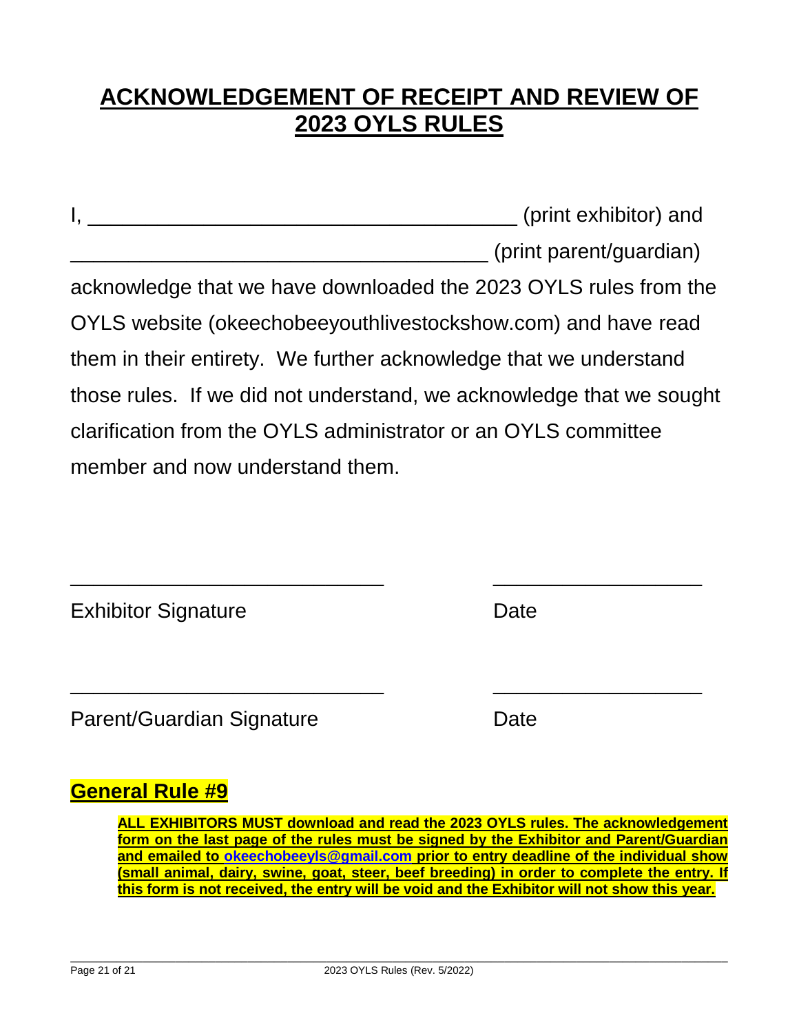# ACKNOWLEDGEMENT OF RECEIPT AND REVIEW OF 2023 OYLS RULES

I, ______________________________________ (print exhibitor) and ______________________________________ (print parent/guardian) acknowledge that we have downloaded the 2023 OYLS rules from the OYLS website (okeechobeeyouthlivestockshow.com) and have read them in their entirety. We further acknowledge that we understand those rules. If we did not understand, we acknowledge that we sought clarification from the OYLS administrator or an OYLS committee member and now understand them.

____________________________ ____________________

Exhibitor Signature Date

____________________________ ____________________

Parent/Guardian Signature Date

## General Rule #9

**ALL EXHIBITORS MUST download and read the 2023 OYLS rules. The acknowledgement form on the last page of the rules must be signed by the Exhibitor and Parent/Guardian and emailed to okeechobeeyls@gmail.com prior to entry deadline of the individual show (small animal, dairy, swine, goat, steer, beef breeding) in order to complete the entry. If this form is not received, the entry will be void and the Exhibitor will not show this year.**